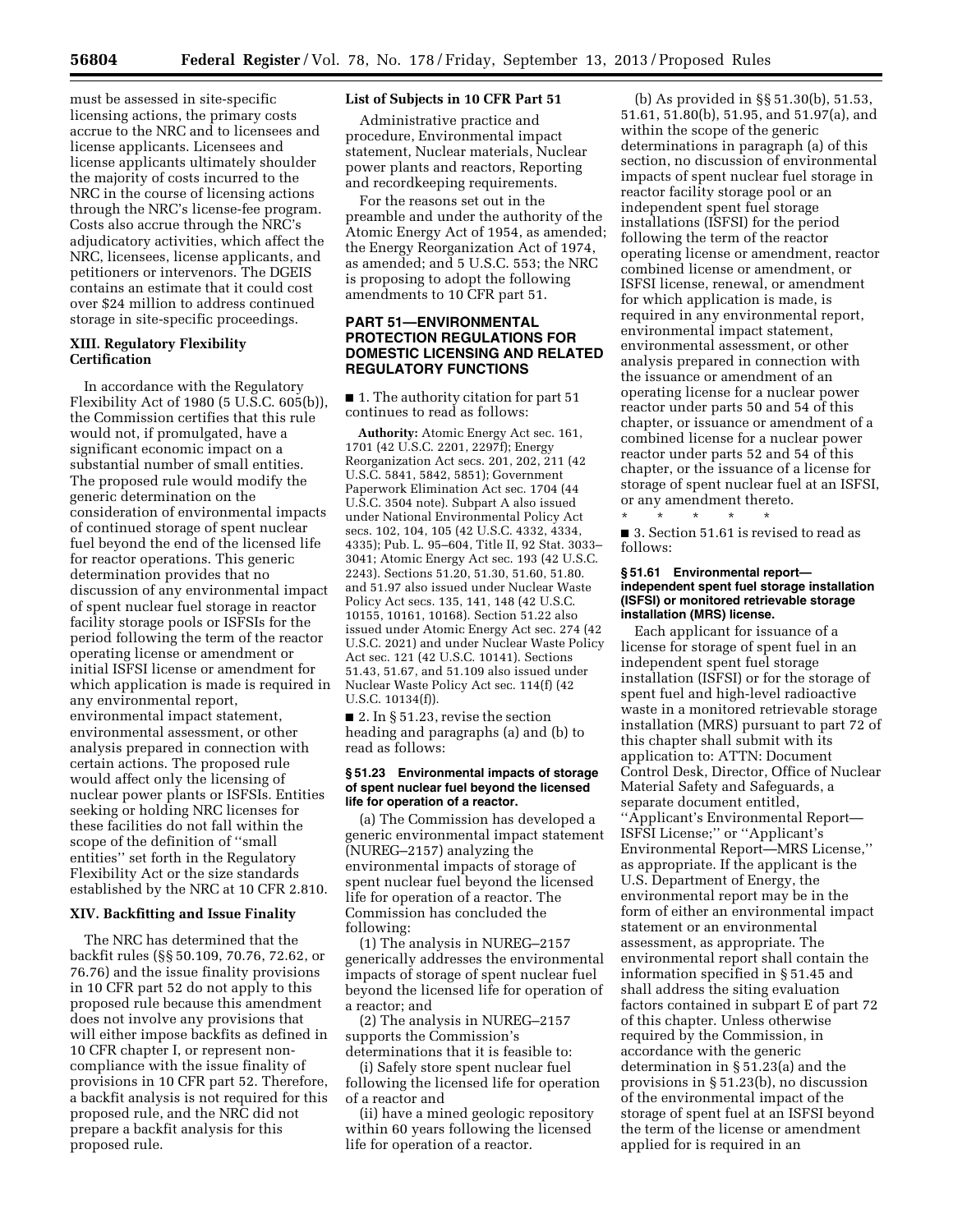must be assessed in site-specific licensing actions, the primary costs accrue to the NRC and to licensees and license applicants. Licensees and license applicants ultimately shoulder the majority of costs incurred to the NRC in the course of licensing actions through the NRC's license-fee program. Costs also accrue through the NRC's adjudicatory activities, which affect the NRC, licensees, license applicants, and petitioners or intervenors. The DGEIS contains an estimate that it could cost over $24 million to address continued storage in site-specific proceedings.

## XIII. Regulatory Flexibility Certification

In accordance with the Regulatory Flexibility Act of 1980 (5 U.S.C. 605(b)), the Commission certifies that this rule would not, if promulgated, have a significant economic impact on a substantial number of small entities. The proposed rule would modify the generic determination on the consideration of environmental impacts of continued storage of spent nuclear fuel beyond the end of the licensed life for reactor operations. This generic determination provides that no discussion of any environmental impact of spent nuclear fuel storage in reactor facility storage pools or ISFSIs for the period following the term of the reactor operating license or amendment or initial ISFSI license or amendment for which application is made is required in any environmental report, environmental impact statement, environmental assessment, or other analysis prepared in connection with certain actions. The proposed rule would affect only the licensing of nuclear power plants or ISFSIs. Entities seeking or holding NRC licenses for these facilities do not fall within the scope of the definition of ''small entities'' set forth in the Regulatory Flexibility Act or the size standards established by the NRC at 10 CFR 2.810.

## XIV. Backfitting and Issue Finality

The NRC has determined that the backfit rules (§§ 50.109, 70.76, 72.62, or 76.76) and the issue finality provisions in 10 CFR part 52 do not apply to this proposed rule because this amendment does not involve any provisions that will either impose backfits as defined in 10 CFR chapter I, or represent non-compliance with the issue finality of provisions in 10 CFR part 52. Therefore, a backfit analysis is not required for this proposed rule, and the NRC did not prepare a backfit analysis for this proposed rule.

## List of Subjects in 10 CFR Part 51

Administrative practice and procedure, Environmental impact statement, Nuclear materials, Nuclear power plants and reactors, Reporting and recordkeeping requirements.

For the reasons set out in the preamble and under the authority of the Atomic Energy Act of 1954, as amended; the Energy Reorganization Act of 1974, as amended; and 5 U.S.C. 553; the NRC is proposing to adopt the following amendments to 10 CFR part 51.

## PART 51—ENVIRONMENTAL PROTECTION REGULATIONS FOR DOMESTIC LICENSING AND RELATED REGULATORY FUNCTIONS

■ 1. The authority citation for part 51 continues to read as follows:

**Authority:** Atomic Energy Act sec. 161, 1701 (42 U.S.C. 2201, 2297f); Energy Reorganization Act secs. 201, 202, 211 (42 U.S.C. 5841, 5842, 5851); Government Paperwork Elimination Act sec. 1704 (44 U.S.C. 3504 note). Subpart A also issued under National Environmental Policy Act secs. 102, 104, 105 (42 U.S.C. 4332, 4334, 4335); Pub. L. 95–604, Title II, 92 Stat. 3033–3041; Atomic Energy Act sec. 193 (42 U.S.C. 2243). Sections 51.20, 51.30, 51.60, 51.80. and 51.97 also issued under Nuclear Waste Policy Act secs. 135, 141, 148 (42 U.S.C. 10155, 10161, 10168). Section 51.22 also issued under Atomic Energy Act sec. 274 (42 U.S.C. 2021) and under Nuclear Waste Policy Act sec. 121 (42 U.S.C. 10141). Sections 51.43, 51.67, and 51.109 also issued under Nuclear Waste Policy Act sec. 114(f) (42 U.S.C. 10134(f)).

■ 2. In § 51.23, revise the section heading and paragraphs (a) and (b) to read as follows:

### § 51.23 Environmental impacts of storage of spent nuclear fuel beyond the licensed life for operation of a reactor.

(a) The Commission has developed a generic environmental impact statement (NUREG–2157) analyzing the environmental impacts of storage of spent nuclear fuel beyond the licensed life for operation of a reactor. The Commission has concluded the following:

(1) The analysis in NUREG–2157 generically addresses the environmental impacts of storage of spent nuclear fuel beyond the licensed life for operation of a reactor; and

(2) The analysis in NUREG–2157 supports the Commission's determinations that it is feasible to:

(i) Safely store spent nuclear fuel following the licensed life for operation of a reactor and

(ii) have a mined geologic repository within 60 years following the licensed life for operation of a reactor.

(b) As provided in §§ 51.30(b), 51.53, 51.61, 51.80(b), 51.95, and 51.97(a), and within the scope of the generic determinations in paragraph (a) of this section, no discussion of environmental impacts of spent nuclear fuel storage in reactor facility storage pool or an independent spent fuel storage installations (ISFSI) for the period following the term of the reactor operating license or amendment, reactor combined license or amendment, or ISFSI license, renewal, or amendment for which application is made, is required in any environmental report, environmental impact statement, environmental assessment, or other analysis prepared in connection with the issuance or amendment of an operating license for a nuclear power reactor under parts 50 and 54 of this chapter, or issuance or amendment of a combined license for a nuclear power reactor under parts 52 and 54 of this chapter, or the issuance of a license for storage of spent nuclear fuel at an ISFSI, or any amendment thereto.

\* \* \* \* \*

■ 3. Section 51.61 is revised to read as follows:

### § 51.61 Environmental report—independent spent fuel storage installation (ISFSI) or monitored retrievable storage installation (MRS) license.

Each applicant for issuance of a license for storage of spent fuel in an independent spent fuel storage installation (ISFSI) or for the storage of spent fuel and high-level radioactive waste in a monitored retrievable storage installation (MRS) pursuant to part 72 of this chapter shall submit with its application to: ATTN: Document Control Desk, Director, Office of Nuclear Material Safety and Safeguards, a separate document entitled, ''Applicant's Environmental Report—ISFSI License;'' or ''Applicant's Environmental Report—MRS License,'' as appropriate. If the applicant is the U.S. Department of Energy, the environmental report may be in the form of either an environmental impact statement or an environmental assessment, as appropriate. The environmental report shall contain the information specified in § 51.45 and shall address the siting evaluation factors contained in subpart E of part 72 of this chapter. Unless otherwise required by the Commission, in accordance with the generic determination in § 51.23(a) and the provisions in § 51.23(b), no discussion of the environmental impact of the storage of spent fuel at an ISFSI beyond the term of the license or amendment applied for is required in an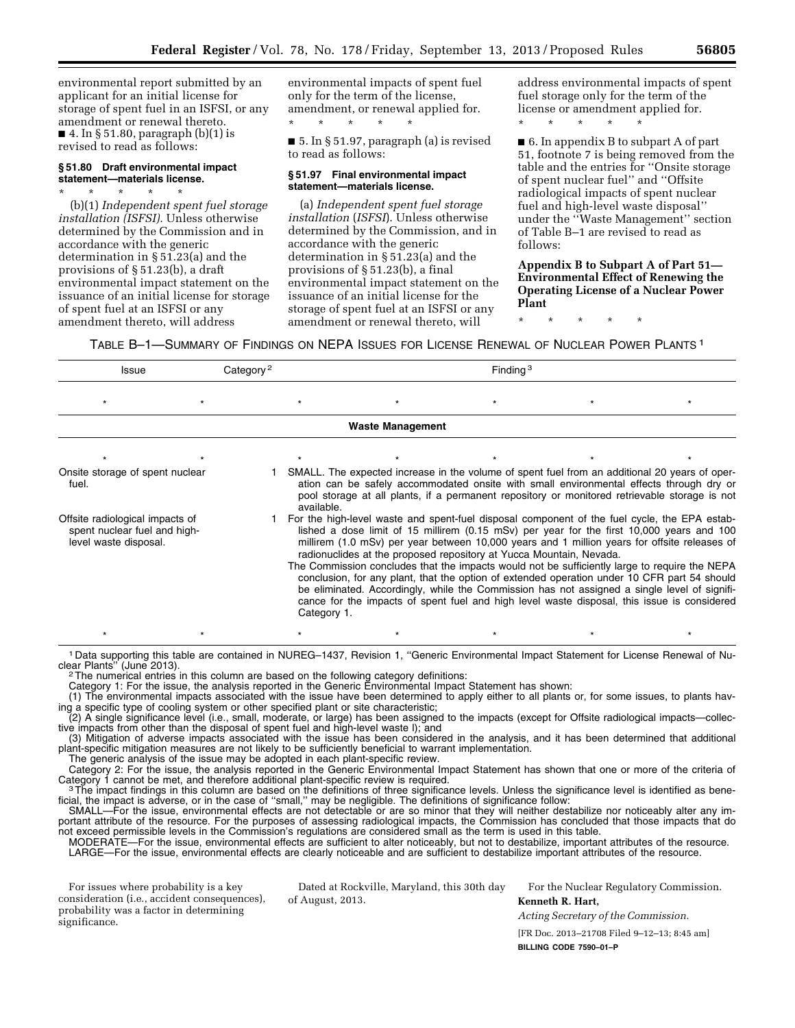environmental report submitted by an applicant for an initial license for storage of spent fuel in an ISFSI, or any amendment or renewal thereto.

■ 4. In § 51.80, paragraph (b)(1) is revised to read as follows:

**§ 51.80 Draft environmental impact statement—materials license.**

* * * * *

(b)(1) *Independent spent fuel storage installation (ISFSI).* Unless otherwise determined by the Commission and in accordance with the generic determination in § 51.23(a) and the provisions of § 51.23(b), a draft environmental impact statement on the issuance of an initial license for storage of spent fuel at an ISFSI or any amendment thereto, will address environmental impacts of spent fuel only for the term of the license, amendment, or renewal applied for.

* * * * *

■ 5. In § 51.97, paragraph (a) is revised to read as follows:

**§ 51.97 Final environmental impact statement—materials license.**

(a) *Independent spent fuel storage installation* (*ISFSI*). Unless otherwise determined by the Commission, and in accordance with the generic determination in § 51.23(a) and the provisions of § 51.23(b), a final environmental impact statement on the issuance of an initial license for the storage of spent fuel at an ISFSI or any amendment or renewal thereto, will address environmental impacts of spent fuel storage only for the term of the license or amendment applied for.

* * * * *

■ 6. In appendix B to subpart A of part 51, footnote 7 is being removed from the table and the entries for ''Onsite storage of spent nuclear fuel'' and ''Offsite radiological impacts of spent nuclear fuel and high-level waste disposal'' under the ''Waste Management'' section of Table B–1 are revised to read as follows:

**Appendix B to Subpart A of Part 51—Environmental Effect of Renewing the Operating License of a Nuclear Power Plant**

* * * * *

TABLE B–1—SUMMARY OF FINDINGS ON NEPA ISSUES FOR LICENSE RENEWAL OF NUCLEAR POWER PLANTS [1]

| Issue | Category [2] | Finding [3] |
|---|---|---|
| * | * | * * * * * |
| **Waste Management** | | |
| * | * | * * * * * |
| Onsite storage of spent nuclear fuel. | 1 | SMALL. The expected increase in the volume of spent fuel from an additional 20 years of operation can be safely accommodated onsite with small environmental effects through dry or pool storage at all plants, if a permanent repository or monitored retrievable storage is not available. |
| Offsite radiological impacts of spent nuclear fuel and high-level waste disposal. | 1 | For the high-level waste and spent-fuel disposal component of the fuel cycle, the EPA established a dose limit of 15 millirem (0.15 mSv) per year for the first 10,000 years and 100 millirem (1.0 mSv) per year between 10,000 years and 1 million years for offsite releases of radionuclides at the proposed repository at Yucca Mountain, Nevada. The Commission concludes that the impacts would not be sufficiently large to require the NEPA conclusion, for any plant, that the option of extended operation under 10 CFR part 54 should be eliminated. Accordingly, while the Commission has not assigned a single level of significance for the impacts of spent fuel and high level waste disposal, this issue is considered Category 1. |
| * | * | * * * * * |

[1] Data supporting this table are contained in NUREG–1437, Revision 1, ''Generic Environmental Impact Statement for License Renewal of Nuclear Plants'' (June 2013).

[2] The numerical entries in this column are based on the following category definitions:

Category 1: For the issue, the analysis reported in the Generic Environmental Impact Statement has shown:

(1) The environmental impacts associated with the issue have been determined to apply either to all plants or, for some issues, to plants having a specific type of cooling system or other specified plant or site characteristic;

(2) A single significance level (i.e., small, moderate, or large) has been assigned to the impacts (except for Offsite radiological impacts—collective impacts from other than the disposal of spent fuel and high-level waste I); and

(3) Mitigation of adverse impacts associated with the issue has been considered in the analysis, and it has been determined that additional plant-specific mitigation measures are not likely to be sufficiently beneficial to warrant implementation.

The generic analysis of the issue may be adopted in each plant-specific review.

Category 2: For the issue, the analysis reported in the Generic Environmental Impact Statement has shown that one or more of the criteria of Category 1 cannot be met, and therefore additional plant-specific review is required.

[3] The impact findings in this column are based on the definitions of three significance levels. Unless the significance level is identified as beneficial, the impact is adverse, or in the case of ''small,'' may be negligible. The definitions of significance follow:

SMALL—For the issue, environmental effects are not detectable or are so minor that they will neither destabilize nor noticeably alter any important attribute of the resource. For the purposes of assessing radiological impacts, the Commission has concluded that those impacts that do not exceed permissible levels in the Commission's regulations are considered small as the term is used in this table.

MODERATE—For the issue, environmental effects are sufficient to alter noticeably, but not to destabilize, important attributes of the resource.

LARGE—For the issue, environmental effects are clearly noticeable and are sufficient to destabilize important attributes of the resource.

For issues where probability is a key consideration (i.e., accident consequences), probability was a factor in determining significance.

Dated at Rockville, Maryland, this 30th day of August, 2013.

For the Nuclear Regulatory Commission.

**Kenneth R. Hart,**

*Acting Secretary of the Commission.*

[FR Doc. 2013–21708 Filed 9–12–13; 8:45 am]

**BILLING CODE 7590–01–P**